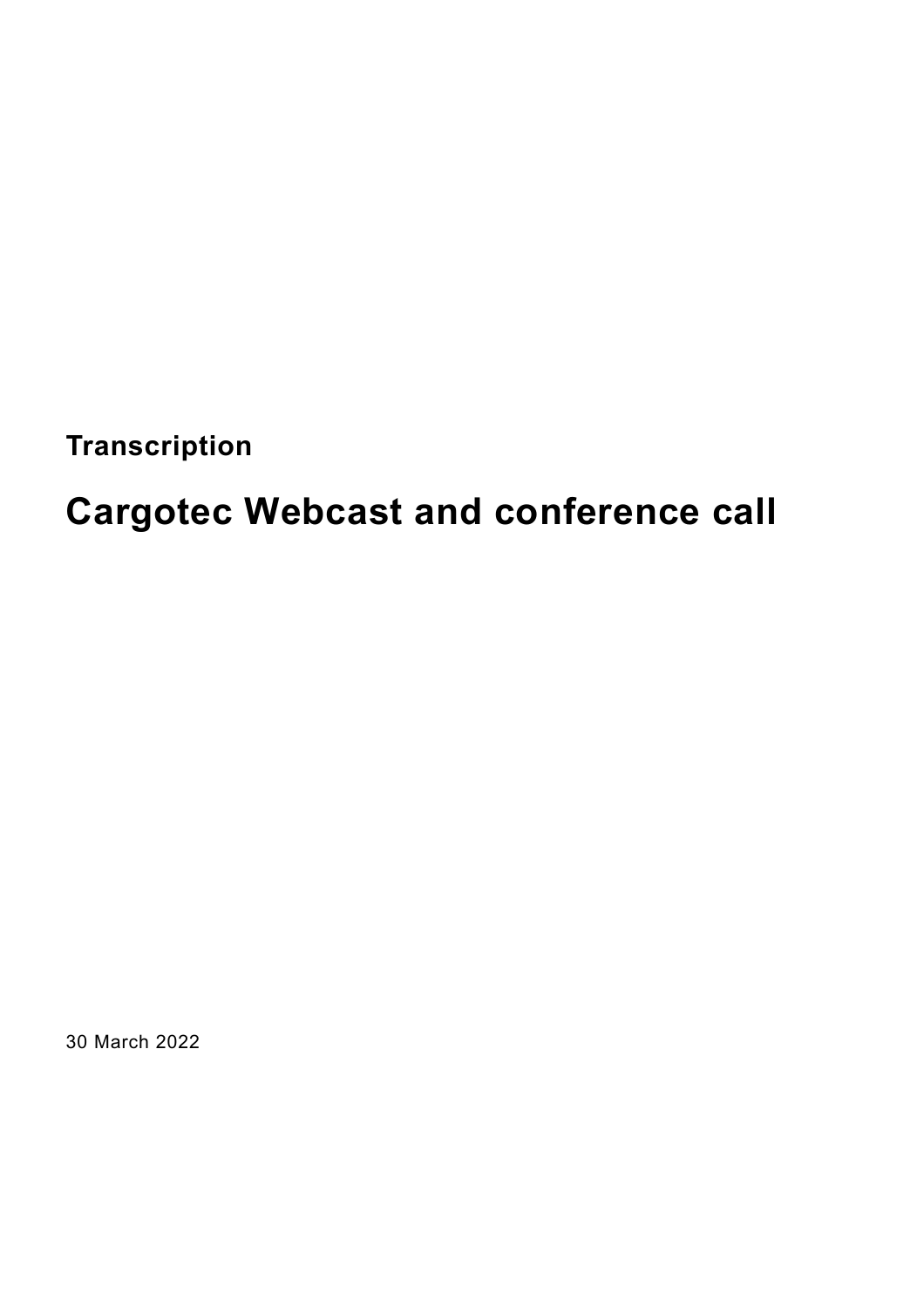**Transcription**

# Cargotec Webcast and conference call

30 March 2022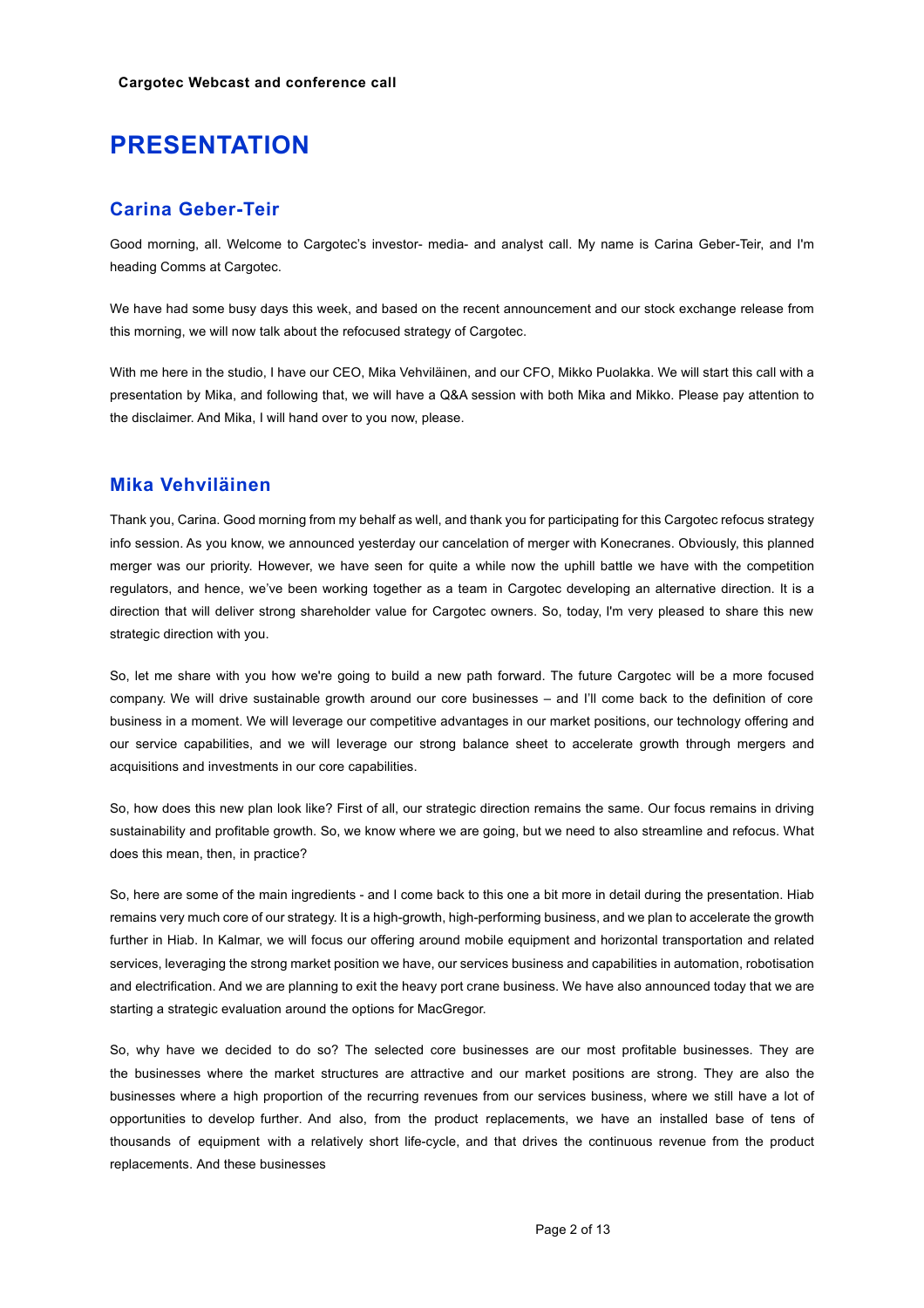# PRESENTATION

## Carina Geber-Teir

Good morning, all. Welcome to Cargotec's investor- media- and analyst call. My name is Carina Geber-Teir, and I'm heading Comms at Cargotec.

We have had some busy days this week, and based on the recent announcement and our stock exchange release from this morning, we will now talk about the refocused strategy of Cargotec.

With me here in the studio, I have our CEO, Mika Vehviläinen, and our CFO, Mikko Puolakka. We will start this call with a presentation by Mika, and following that, we will have a Q&A session with both Mika and Mikko. Please pay attention to the disclaimer. And Mika, I will hand over to you now, please.

## Mika Vehviläinen

Thank you, Carina. Good morning from my behalf as well, and thank you for participating for this Cargotec refocus strategy info session. As you know, we announced yesterday our cancelation of merger with Konecranes. Obviously, this planned merger was our priority. However, we have seen for quite a while now the uphill battle we have with the competition regulators, and hence, we've been working together as a team in Cargotec developing an alternative direction. It is a direction that will deliver strong shareholder value for Cargotec owners. So, today, I'm very pleased to share this new strategic direction with you.

So, let me share with you how we're going to build a new path forward. The future Cargotec will be a more focused company. We will drive sustainable growth around our core businesses – and I'll come back to the definition of core business in a moment. We will leverage our competitive advantages in our market positions, our technology offering and our service capabilities, and we will leverage our strong balance sheet to accelerate growth through mergers and acquisitions and investments in our core capabilities.

So, how does this new plan look like? First of all, our strategic direction remains the same. Our focus remains in driving sustainability and profitable growth. So, we know where we are going, but we need to also streamline and refocus. What does this mean, then, in practice?

So, here are some of the main ingredients - and I come back to this one a bit more in detail during the presentation. Hiab remains very much core of our strategy. It is a high-growth, high-performing business, and we plan to accelerate the growth further in Hiab. In Kalmar, we will focus our offering around mobile equipment and horizontal transportation and related services, leveraging the strong market position we have, our services business and capabilities in automation, robotisation and electrification. And we are planning to exit the heavy port crane business. We have also announced today that we are starting a strategic evaluation around the options for MacGregor.

So, why have we decided to do so? The selected core businesses are our most profitable businesses. They are the businesses where the market structures are attractive and our market positions are strong. They are also the businesses where a high proportion of the recurring revenues from our services business, where we still have a lot of opportunities to develop further. And also, from the product replacements, we have an installed base of tens of thousands of equipment with a relatively short life-cycle, and that drives the continuous revenue from the product replacements. And these businesses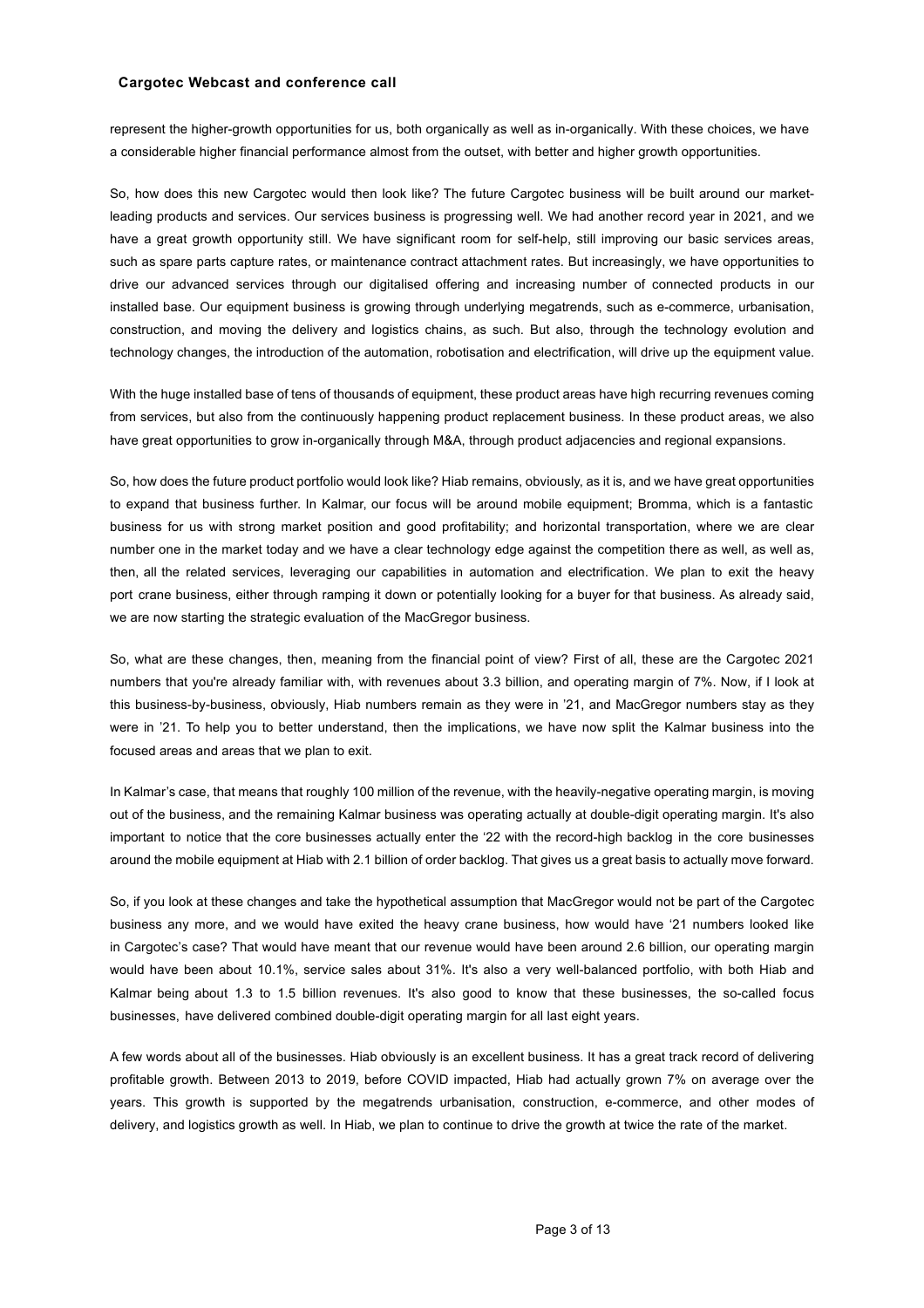represent the higher-growth opportunities for us, both organically as well as in-organically. With these choices, we have a considerable higher financial performance almost from the outset, with better and higher growth opportunities.

So, how does this new Cargotec would then look like? The future Cargotec business will be built around our market-leading products and services. Our services business is progressing well. We had another record year in 2021, and we have a great growth opportunity still. We have significant room for self-help, still improving our basic services areas, such as spare parts capture rates, or maintenance contract attachment rates. But increasingly, we have opportunities to drive our advanced services through our digitalised offering and increasing number of connected products in our installed base. Our equipment business is growing through underlying megatrends, such as e-commerce, urbanisation, construction, and moving the delivery and logistics chains, as such. But also, through the technology evolution and technology changes, the introduction of the automation, robotisation and electrification, will drive up the equipment value.

With the huge installed base of tens of thousands of equipment, these product areas have high recurring revenues coming from services, but also from the continuously happening product replacement business. In these product areas, we also have great opportunities to grow in-organically through M&A, through product adjacencies and regional expansions.

So, how does the future product portfolio would look like? Hiab remains, obviously, as it is, and we have great opportunities to expand that business further. In Kalmar, our focus will be around mobile equipment; Bromma, which is a fantastic business for us with strong market position and good profitability; and horizontal transportation, where we are clear number one in the market today and we have a clear technology edge against the competition there as well, as well as, then, all the related services, leveraging our capabilities in automation and electrification. We plan to exit the heavy port crane business, either through ramping it down or potentially looking for a buyer for that business. As already said, we are now starting the strategic evaluation of the MacGregor business.

So, what are these changes, then, meaning from the financial point of view? First of all, these are the Cargotec 2021 numbers that you're already familiar with, with revenues about 3.3 billion, and operating margin of 7%. Now, if I look at this business-by-business, obviously, Hiab numbers remain as they were in '21, and MacGregor numbers stay as they were in '21. To help you to better understand, then the implications, we have now split the Kalmar business into the focused areas and areas that we plan to exit.

In Kalmar's case, that means that roughly 100 million of the revenue, with the heavily-negative operating margin, is moving out of the business, and the remaining Kalmar business was operating actually at double-digit operating margin. It's also important to notice that the core businesses actually enter the '22 with the record-high backlog in the core businesses around the mobile equipment at Hiab with 2.1 billion of order backlog. That gives us a great basis to actually move forward.

So, if you look at these changes and take the hypothetical assumption that MacGregor would not be part of the Cargotec business any more, and we would have exited the heavy crane business, how would have '21 numbers looked like in Cargotec's case? That would have meant that our revenue would have been around 2.6 billion, our operating margin would have been about 10.1%, service sales about 31%. It's also a very well-balanced portfolio, with both Hiab and Kalmar being about 1.3 to 1.5 billion revenues. It's also good to know that these businesses, the so-called focus businesses, have delivered combined double-digit operating margin for all last eight years.

A few words about all of the businesses. Hiab obviously is an excellent business. It has a great track record of delivering profitable growth. Between 2013 to 2019, before COVID impacted, Hiab had actually grown 7% on average over the years. This growth is supported by the megatrends urbanisation, construction, e-commerce, and other modes of delivery, and logistics growth as well. In Hiab, we plan to continue to drive the growth at twice the rate of the market.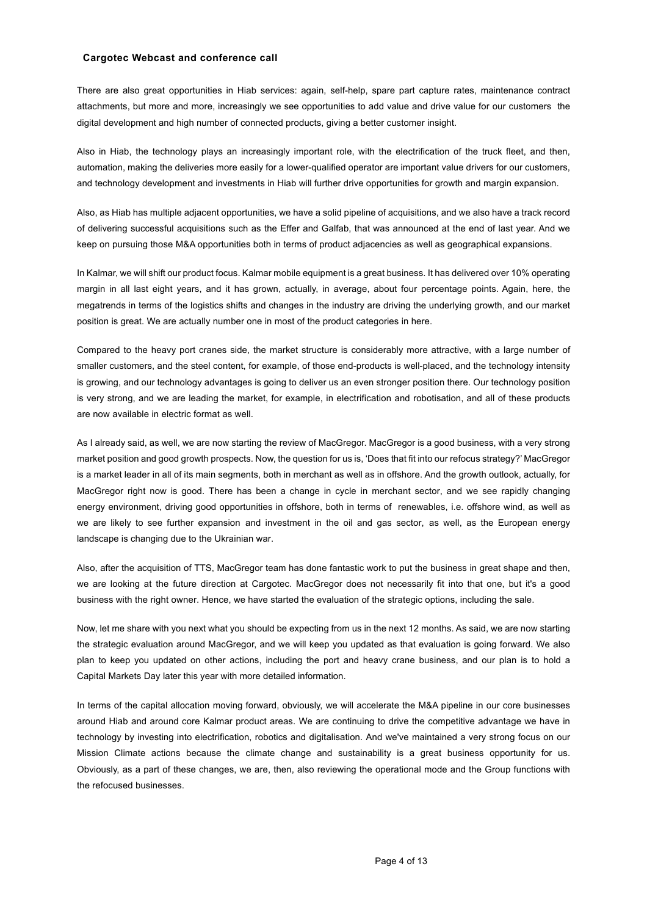There are also great opportunities in Hiab services: again, self-help, spare part capture rates, maintenance contract attachments, but more and more, increasingly we see opportunities to add value and drive value for our customers  the digital development and high number of connected products, giving a better customer insight.

Also in Hiab, the technology plays an increasingly important role, with the electrification of the truck fleet, and then, automation, making the deliveries more easily for a lower-qualified operator are important value drivers for our customers, and technology development and investments in Hiab will further drive opportunities for growth and margin expansion.

Also, as Hiab has multiple adjacent opportunities, we have a solid pipeline of acquisitions, and we also have a track record of delivering successful acquisitions such as the Effer and Galfab, that was announced at the end of last year. And we keep on pursuing those M&A opportunities both in terms of product adjacencies as well as geographical expansions.

In Kalmar, we will shift our product focus. Kalmar mobile equipment is a great business. It has delivered over 10% operating margin in all last eight years, and it has grown, actually, in average, about four percentage points. Again, here, the megatrends in terms of the logistics shifts and changes in the industry are driving the underlying growth, and our market position is great. We are actually number one in most of the product categories in here.

Compared to the heavy port cranes side, the market structure is considerably more attractive, with a large number of smaller customers, and the steel content, for example, of those end-products is well-placed, and the technology intensity is growing, and our technology advantages is going to deliver us an even stronger position there. Our technology position is very strong, and we are leading the market, for example, in electrification and robotisation, and all of these products are now available in electric format as well.

As I already said, as well, we are now starting the review of MacGregor. MacGregor is a good business, with a very strong market position and good growth prospects. Now, the question for us is, 'Does that fit into our refocus strategy?' MacGregor is a market leader in all of its main segments, both in merchant as well as in offshore. And the growth outlook, actually, for MacGregor right now is good. There has been a change in cycle in merchant sector, and we see rapidly changing energy environment, driving good opportunities in offshore, both in terms of  renewables, i.e. offshore wind, as well as we are likely to see further expansion and investment in the oil and gas sector, as well, as the European energy landscape is changing due to the Ukrainian war.

Also, after the acquisition of TTS, MacGregor team has done fantastic work to put the business in great shape and then, we are looking at the future direction at Cargotec. MacGregor does not necessarily fit into that one, but it's a good business with the right owner. Hence, we have started the evaluation of the strategic options, including the sale.

Now, let me share with you next what you should be expecting from us in the next 12 months. As said, we are now starting the strategic evaluation around MacGregor, and we will keep you updated as that evaluation is going forward. We also plan to keep you updated on other actions, including the port and heavy crane business, and our plan is to hold a Capital Markets Day later this year with more detailed information.

In terms of the capital allocation moving forward, obviously, we will accelerate the M&A pipeline in our core businesses around Hiab and around core Kalmar product areas. We are continuing to drive the competitive advantage we have in technology by investing into electrification, robotics and digitalisation. And we've maintained a very strong focus on our Mission Climate actions because the climate change and sustainability is a great business opportunity for us. Obviously, as a part of these changes, we are, then, also reviewing the operational mode and the Group functions with the refocused businesses.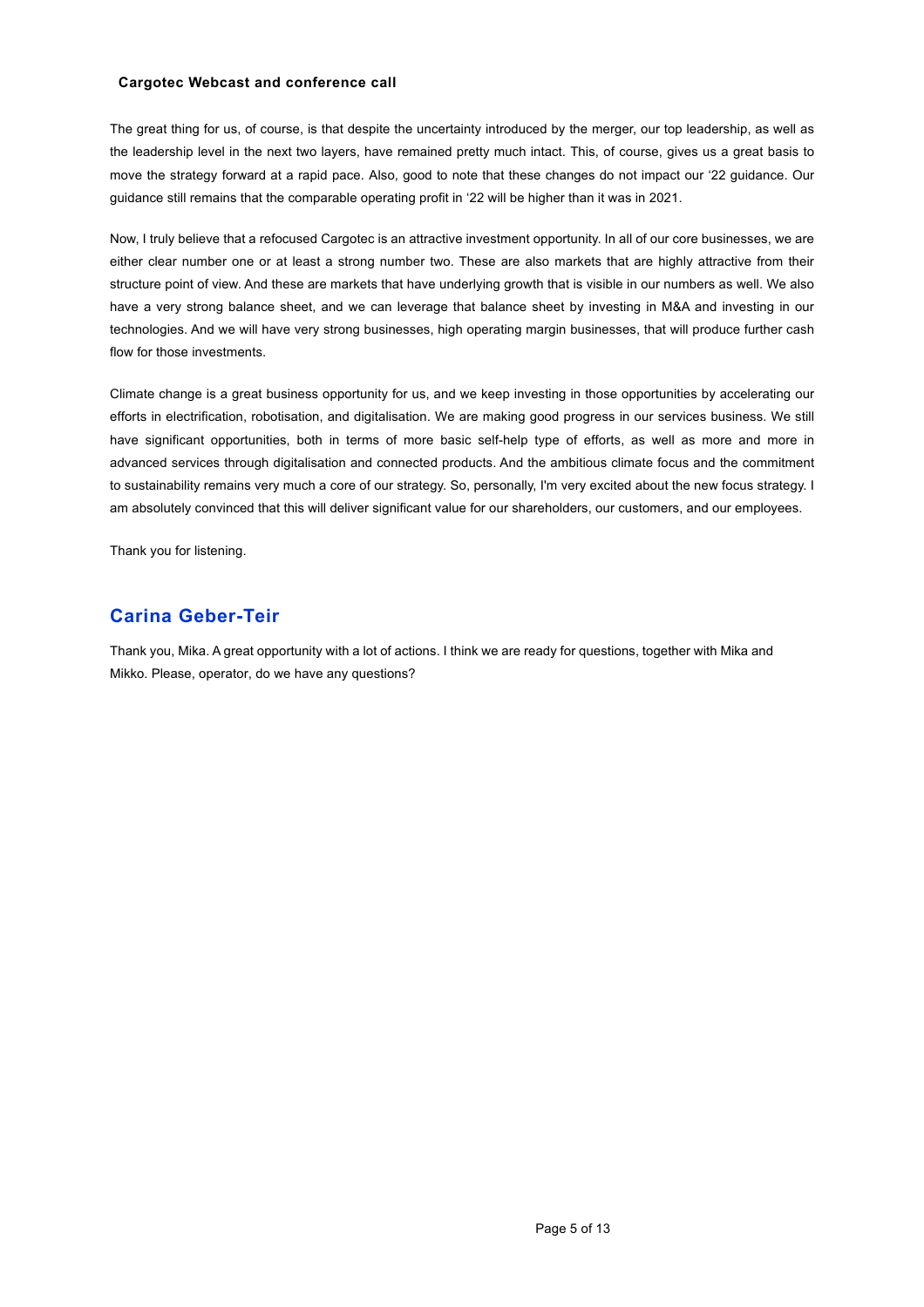The great thing for us, of course, is that despite the uncertainty introduced by the merger, our top leadership, as well as the leadership level in the next two layers, have remained pretty much intact. This, of course, gives us a great basis to move the strategy forward at a rapid pace. Also, good to note that these changes do not impact our '22 guidance. Our guidance still remains that the comparable operating profit in '22 will be higher than it was in 2021.

Now, I truly believe that a refocused Cargotec is an attractive investment opportunity. In all of our core businesses, we are either clear number one or at least a strong number two. These are also markets that are highly attractive from their structure point of view. And these are markets that have underlying growth that is visible in our numbers as well. We also have a very strong balance sheet, and we can leverage that balance sheet by investing in M&A and investing in our technologies. And we will have very strong businesses, high operating margin businesses, that will produce further cash flow for those investments.

Climate change is a great business opportunity for us, and we keep investing in those opportunities by accelerating our efforts in electrification, robotisation, and digitalisation. We are making good progress in our services business. We still have significant opportunities, both in terms of more basic self-help type of efforts, as well as more and more in advanced services through digitalisation and connected products. And the ambitious climate focus and the commitment to sustainability remains very much a core of our strategy. So, personally, I'm very excited about the new focus strategy. I am absolutely convinced that this will deliver significant value for our shareholders, our customers, and our employees.

Thank you for listening.

## Carina Geber-Teir

Thank you, Mika. A great opportunity with a lot of actions. I think we are ready for questions, together with Mika and Mikko. Please, operator, do we have any questions?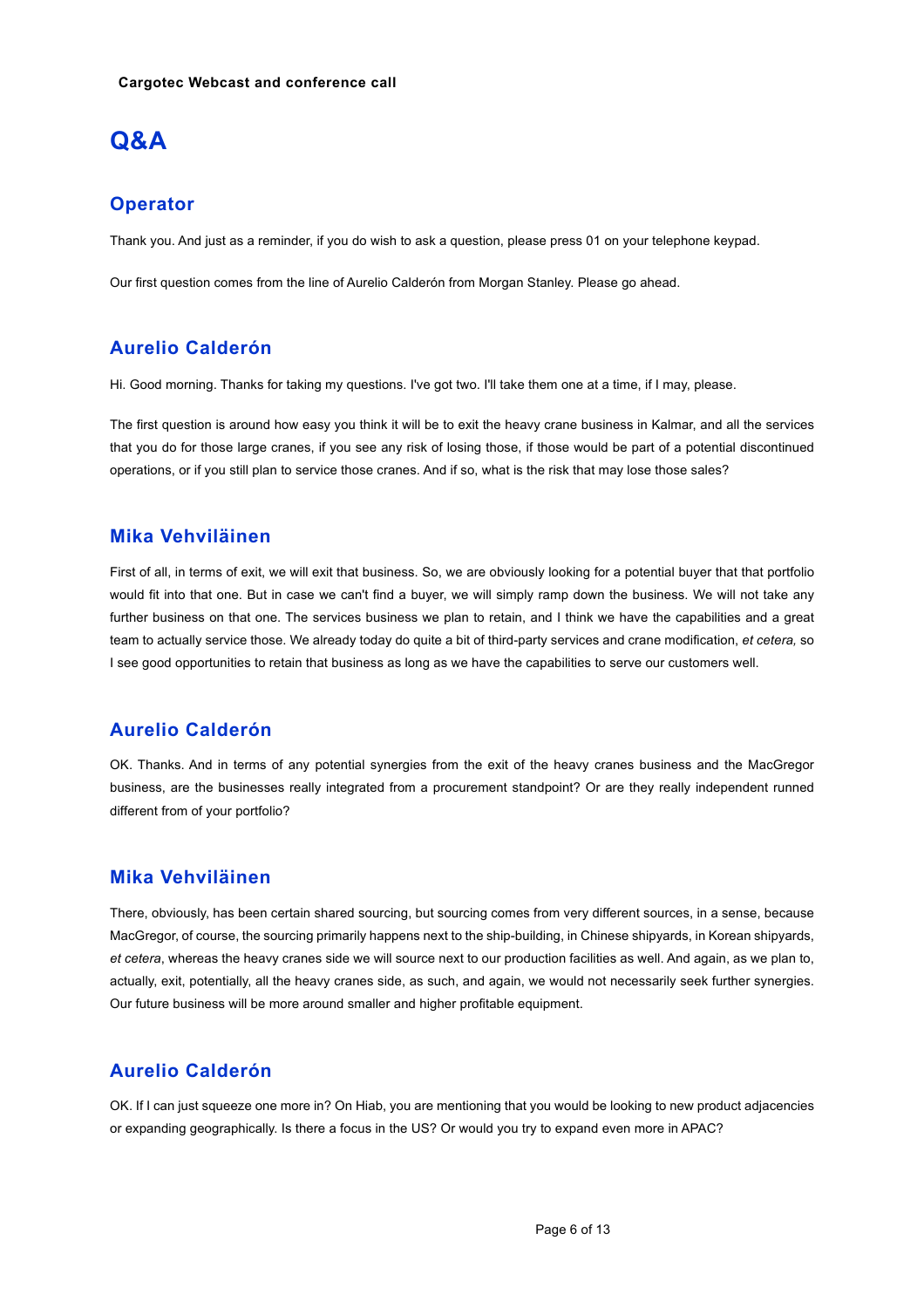# Q&A

## Operator

Thank you. And just as a reminder, if you do wish to ask a question, please press 01 on your telephone keypad.

Our first question comes from the line of Aurelio Calderón from Morgan Stanley. Please go ahead.

## Aurelio Calderón

Hi. Good morning. Thanks for taking my questions. I've got two. I'll take them one at a time, if I may, please.

The first question is around how easy you think it will be to exit the heavy crane business in Kalmar, and all the services that you do for those large cranes, if you see any risk of losing those, if those would be part of a potential discontinued operations, or if you still plan to service those cranes. And if so, what is the risk that may lose those sales?

## Mika Vehviläinen

First of all, in terms of exit, we will exit that business. So, we are obviously looking for a potential buyer that that portfolio would fit into that one. But in case we can't find a buyer, we will simply ramp down the business. We will not take any further business on that one. The services business we plan to retain, and I think we have the capabilities and a great team to actually service those. We already today do quite a bit of third-party services and crane modification, *et cetera,* so I see good opportunities to retain that business as long as we have the capabilities to serve our customers well.

## Aurelio Calderón

OK. Thanks. And in terms of any potential synergies from the exit of the heavy cranes business and the MacGregor business, are the businesses really integrated from a procurement standpoint? Or are they really independent runned different from of your portfolio?

## Mika Vehviläinen

There, obviously, has been certain shared sourcing, but sourcing comes from very different sources, in a sense, because MacGregor, of course, the sourcing primarily happens next to the ship-building, in Chinese shipyards, in Korean shipyards, *et cetera*, whereas the heavy cranes side we will source next to our production facilities as well. And again, as we plan to, actually, exit, potentially, all the heavy cranes side, as such, and again, we would not necessarily seek further synergies. Our future business will be more around smaller and higher profitable equipment.

## Aurelio Calderón

OK. If I can just squeeze one more in? On Hiab, you are mentioning that you would be looking to new product adjacencies or expanding geographically. Is there a focus in the US? Or would you try to expand even more in APAC?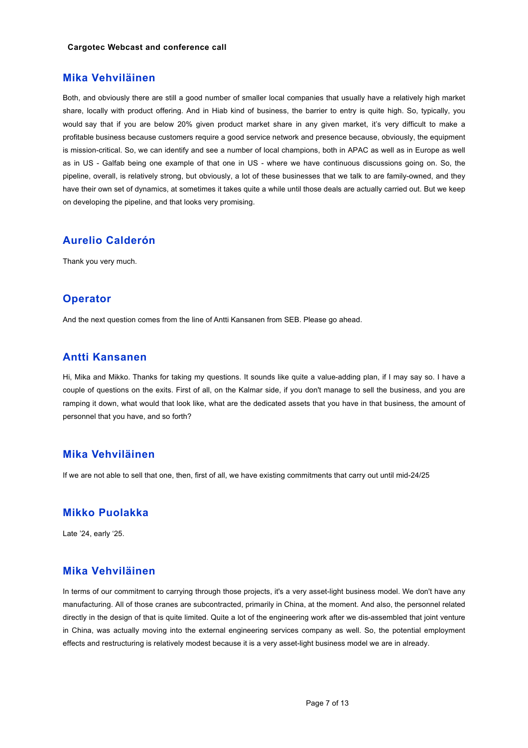## Mika Vehviläinen

Both, and obviously there are still a good number of smaller local companies that usually have a relatively high market share, locally with product offering. And in Hiab kind of business, the barrier to entry is quite high. So, typically, you would say that if you are below 20% given product market share in any given market, it's very difficult to make a profitable business because customers require a good service network and presence because, obviously, the equipment is mission-critical. So, we can identify and see a number of local champions, both in APAC as well as in Europe as well as in US - Galfab being one example of that one in US - where we have continuous discussions going on. So, the pipeline, overall, is relatively strong, but obviously, a lot of these businesses that we talk to are family-owned, and they have their own set of dynamics, at sometimes it takes quite a while until those deals are actually carried out. But we keep on developing the pipeline, and that looks very promising.

## Aurelio Calderón

Thank you very much.

## Operator

And the next question comes from the line of Antti Kansanen from SEB. Please go ahead.

## Antti Kansanen

Hi, Mika and Mikko. Thanks for taking my questions. It sounds like quite a value-adding plan, if I may say so. I have a couple of questions on the exits. First of all, on the Kalmar side, if you don't manage to sell the business, and you are ramping it down, what would that look like, what are the dedicated assets that you have in that business, the amount of personnel that you have, and so forth?

## Mika Vehviläinen

If we are not able to sell that one, then, first of all, we have existing commitments that carry out until mid-24/25

## Mikko Puolakka

Late '24, early '25.

## Mika Vehviläinen

In terms of our commitment to carrying through those projects, it's a very asset-light business model. We don't have any manufacturing. All of those cranes are subcontracted, primarily in China, at the moment. And also, the personnel related directly in the design of that is quite limited. Quite a lot of the engineering work after we dis-assembled that joint venture in China, was actually moving into the external engineering services company as well. So, the potential employment effects and restructuring is relatively modest because it is a very asset-light business model we are in already.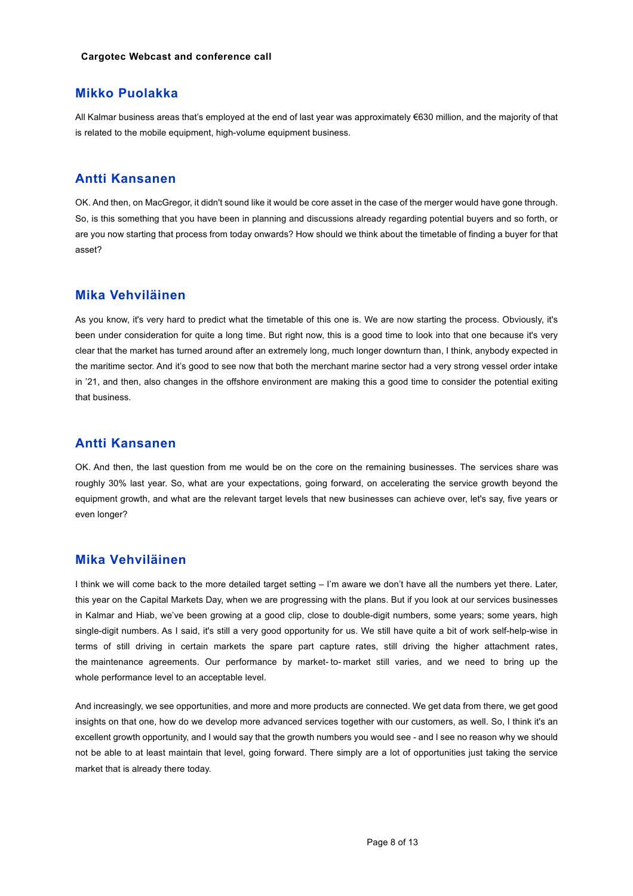## Mikko Puolakka

All Kalmar business areas that's employed at the end of last year was approximately €630 million, and the majority of that is related to the mobile equipment, high-volume equipment business.

## Antti Kansanen

OK. And then, on MacGregor, it didn't sound like it would be core asset in the case of the merger would have gone through. So, is this something that you have been in planning and discussions already regarding potential buyers and so forth, or are you now starting that process from today onwards? How should we think about the timetable of finding a buyer for that asset?

## Mika Vehviläinen

As you know, it's very hard to predict what the timetable of this one is. We are now starting the process. Obviously, it's been under consideration for quite a long time. But right now, this is a good time to look into that one because it's very clear that the market has turned around after an extremely long, much longer downturn than, I think, anybody expected in the maritime sector. And it's good to see now that both the merchant marine sector had a very strong vessel order intake in '21, and then, also changes in the offshore environment are making this a good time to consider the potential exiting that business.

## Antti Kansanen

OK. And then, the last question from me would be on the core on the remaining businesses. The services share was roughly 30% last year. So, what are your expectations, going forward, on accelerating the service growth beyond the equipment growth, and what are the relevant target levels that new businesses can achieve over, let's say, five years or even longer?

## Mika Vehviläinen

I think we will come back to the more detailed target setting – I'm aware we don't have all the numbers yet there. Later, this year on the Capital Markets Day, when we are progressing with the plans. But if you look at our services businesses in Kalmar and Hiab, we've been growing at a good clip, close to double-digit numbers, some years; some years, high single-digit numbers. As I said, it's still a very good opportunity for us. We still have quite a bit of work self-help-wise in terms of still driving in certain markets the spare part capture rates, still driving the higher attachment rates, the maintenance agreements. Our performance by market- to- market still varies, and we need to bring up the whole performance level to an acceptable level.

And increasingly, we see opportunities, and more and more products are connected. We get data from there, we get good insights on that one, how do we develop more advanced services together with our customers, as well. So, I think it's an excellent growth opportunity, and I would say that the growth numbers you would see - and I see no reason why we should not be able to at least maintain that level, going forward. There simply are a lot of opportunities just taking the service market that is already there today.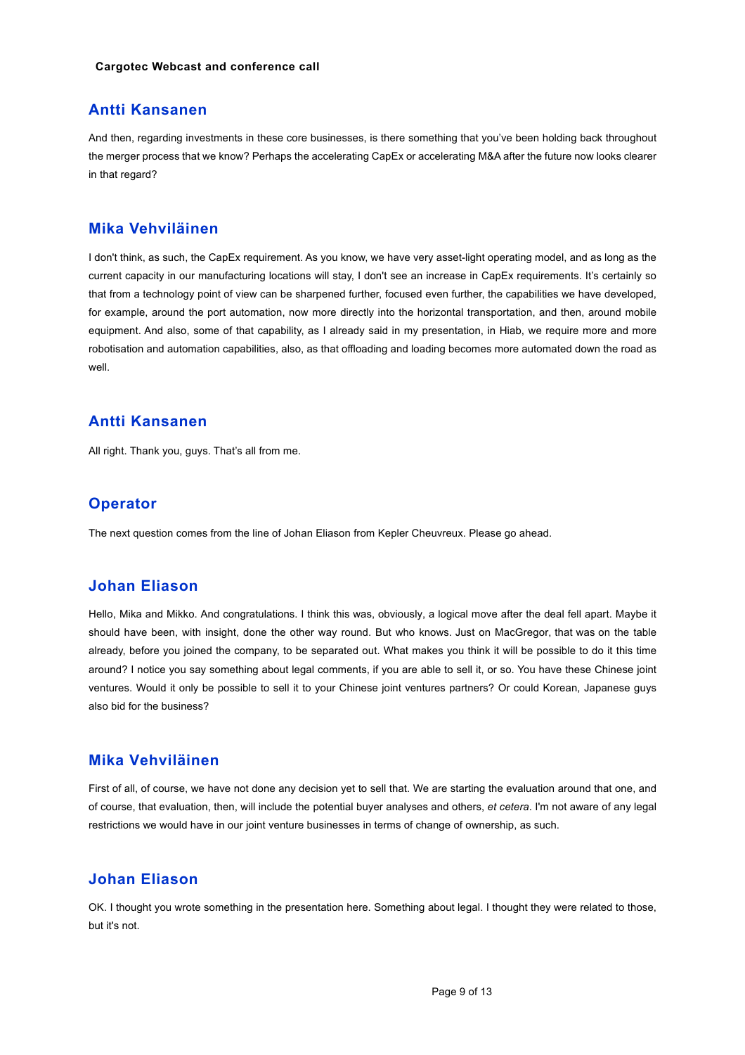## Antti Kansanen

And then, regarding investments in these core businesses, is there something that you've been holding back throughout the merger process that we know? Perhaps the accelerating CapEx or accelerating M&A after the future now looks clearer in that regard?

## Mika Vehviläinen

I don't think, as such, the CapEx requirement. As you know, we have very asset-light operating model, and as long as the current capacity in our manufacturing locations will stay, I don't see an increase in CapEx requirements. It's certainly so that from a technology point of view can be sharpened further, focused even further, the capabilities we have developed, for example, around the port automation, now more directly into the horizontal transportation, and then, around mobile equipment. And also, some of that capability, as I already said in my presentation, in Hiab, we require more and more robotisation and automation capabilities, also, as that offloading and loading becomes more automated down the road as well.

## Antti Kansanen

All right. Thank you, guys. That's all from me.

## Operator

The next question comes from the line of Johan Eliason from Kepler Cheuvreux. Please go ahead.

## Johan Eliason

Hello, Mika and Mikko. And congratulations. I think this was, obviously, a logical move after the deal fell apart. Maybe it should have been, with insight, done the other way round. But who knows. Just on MacGregor, that was on the table already, before you joined the company, to be separated out. What makes you think it will be possible to do it this time around? I notice you say something about legal comments, if you are able to sell it, or so. You have these Chinese joint ventures. Would it only be possible to sell it to your Chinese joint ventures partners? Or could Korean, Japanese guys also bid for the business?

## Mika Vehviläinen

First of all, of course, we have not done any decision yet to sell that. We are starting the evaluation around that one, and of course, that evaluation, then, will include the potential buyer analyses and others, *et cetera*. I'm not aware of any legal restrictions we would have in our joint venture businesses in terms of change of ownership, as such.

## Johan Eliason

OK. I thought you wrote something in the presentation here. Something about legal. I thought they were related to those, but it's not.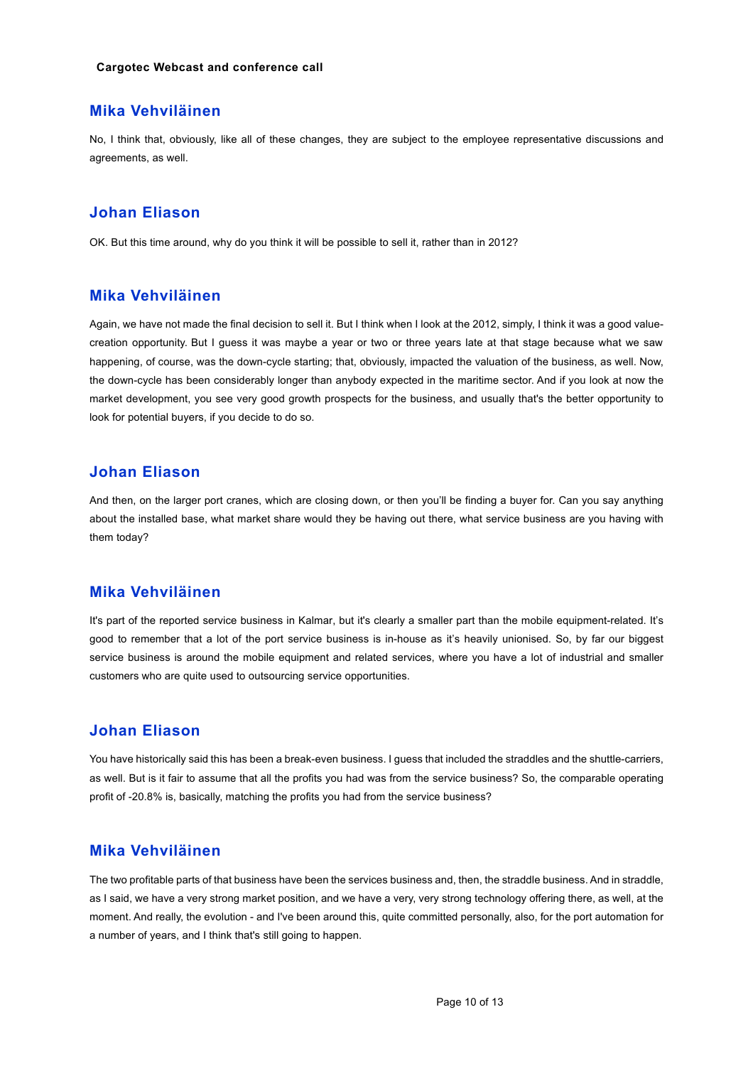## Mika Vehviläinen

No, I think that, obviously, like all of these changes, they are subject to the employee representative discussions and agreements, as well.

## Johan Eliason

OK. But this time around, why do you think it will be possible to sell it, rather than in 2012?

## Mika Vehviläinen

Again, we have not made the final decision to sell it. But I think when I look at the 2012, simply, I think it was a good value-creation opportunity. But I guess it was maybe a year or two or three years late at that stage because what we saw happening, of course, was the down-cycle starting; that, obviously, impacted the valuation of the business, as well. Now, the down-cycle has been considerably longer than anybody expected in the maritime sector. And if you look at now the market development, you see very good growth prospects for the business, and usually that's the better opportunity to look for potential buyers, if you decide to do so.

## Johan Eliason

And then, on the larger port cranes, which are closing down, or then you'll be finding a buyer for. Can you say anything about the installed base, what market share would they be having out there, what service business are you having with them today?

## Mika Vehviläinen

It's part of the reported service business in Kalmar, but it's clearly a smaller part than the mobile equipment-related. It's good to remember that a lot of the port service business is in-house as it's heavily unionised. So, by far our biggest service business is around the mobile equipment and related services, where you have a lot of industrial and smaller customers who are quite used to outsourcing service opportunities.

## Johan Eliason

You have historically said this has been a break-even business. I guess that included the straddles and the shuttle-carriers, as well. But is it fair to assume that all the profits you had was from the service business? So, the comparable operating profit of -20.8% is, basically, matching the profits you had from the service business?

## Mika Vehviläinen

The two profitable parts of that business have been the services business and, then, the straddle business. And in straddle, as I said, we have a very strong market position, and we have a very, very strong technology offering there, as well, at the moment. And really, the evolution - and I've been around this, quite committed personally, also, for the port automation for a number of years, and I think that's still going to happen.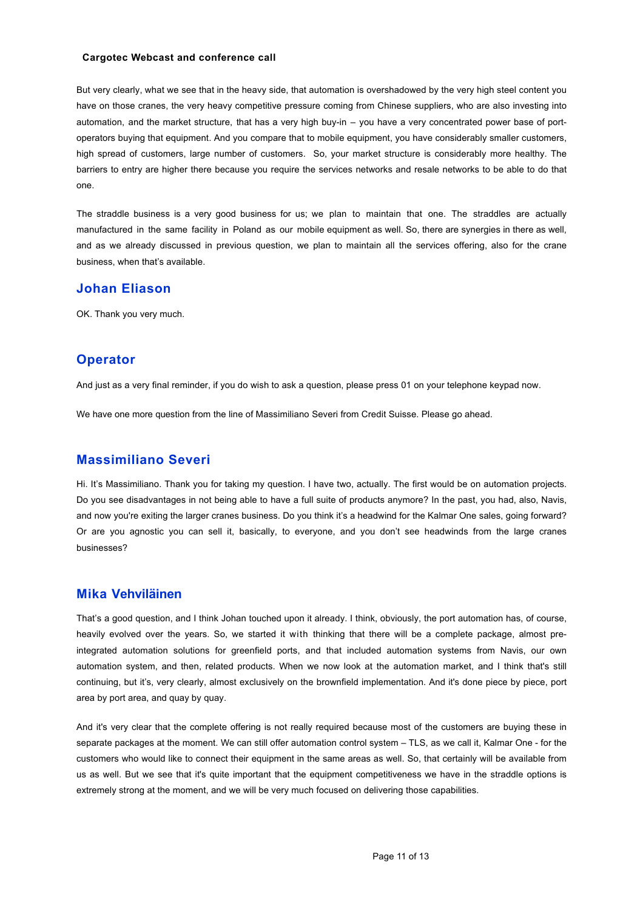But very clearly, what we see that in the heavy side, that automation is overshadowed by the very high steel content you have on those cranes, the very heavy competitive pressure coming from Chinese suppliers, who are also investing into automation, and the market structure, that has a very high buy-in – you have a very concentrated power base of port-operators buying that equipment. And you compare that to mobile equipment, you have considerably smaller customers, high spread of customers, large number of customers. So, your market structure is considerably more healthy. The barriers to entry are higher there because you require the services networks and resale networks to be able to do that one.

The straddle business is a very good business for us; we plan to maintain that one. The straddles are actually manufactured in the same facility in Poland as our mobile equipment as well. So, there are synergies in there as well, and as we already discussed in previous question, we plan to maintain all the services offering, also for the crane business, when that's available.

## Johan Eliason

OK. Thank you very much.

## Operator

And just as a very final reminder, if you do wish to ask a question, please press 01 on your telephone keypad now.

We have one more question from the line of Massimiliano Severi from Credit Suisse. Please go ahead.

## Massimiliano Severi

Hi. It's Massimiliano. Thank you for taking my question. I have two, actually. The first would be on automation projects. Do you see disadvantages in not being able to have a full suite of products anymore? In the past, you had, also, Navis, and now you're exiting the larger cranes business. Do you think it's a headwind for the Kalmar One sales, going forward? Or are you agnostic you can sell it, basically, to everyone, and you don't see headwinds from the large cranes businesses?

## Mika Vehviläinen

That's a good question, and I think Johan touched upon it already. I think, obviously, the port automation has, of course, heavily evolved over the years. So, we started it with thinking that there will be a complete package, almost pre-integrated automation solutions for greenfield ports, and that included automation systems from Navis, our own automation system, and then, related products. When we now look at the automation market, and I think that's still continuing, but it's, very clearly, almost exclusively on the brownfield implementation. And it's done piece by piece, port area by port area, and quay by quay.

And it's very clear that the complete offering is not really required because most of the customers are buying these in separate packages at the moment. We can still offer automation control system – TLS, as we call it, Kalmar One - for the customers who would like to connect their equipment in the same areas as well. So, that certainly will be available from us as well. But we see that it's quite important that the equipment competitiveness we have in the straddle options is extremely strong at the moment, and we will be very much focused on delivering those capabilities.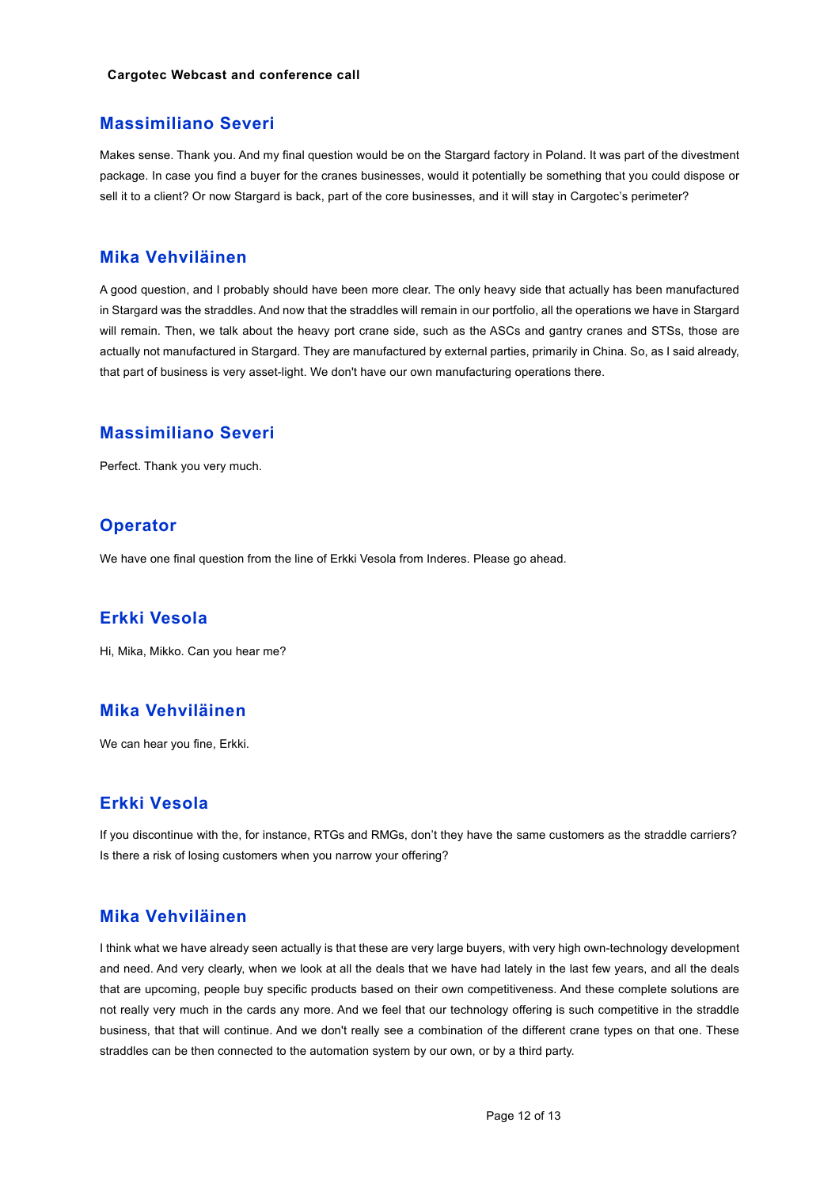## Massimiliano Severi

Makes sense. Thank you. And my final question would be on the Stargard factory in Poland. It was part of the divestment package. In case you find a buyer for the cranes businesses, would it potentially be something that you could dispose or sell it to a client? Or now Stargard is back, part of the core businesses, and it will stay in Cargotec's perimeter?

## Mika Vehviläinen

A good question, and I probably should have been more clear. The only heavy side that actually has been manufactured in Stargard was the straddles. And now that the straddles will remain in our portfolio, all the operations we have in Stargard will remain. Then, we talk about the heavy port crane side, such as the ASCs and gantry cranes and STSs, those are actually not manufactured in Stargard. They are manufactured by external parties, primarily in China. So, as I said already, that part of business is very asset-light. We don't have our own manufacturing operations there.

## Massimiliano Severi

Perfect. Thank you very much.

## Operator

We have one final question from the line of Erkki Vesola from Inderes. Please go ahead.

## Erkki Vesola

Hi, Mika, Mikko. Can you hear me?

## Mika Vehviläinen

We can hear you fine, Erkki.

## Erkki Vesola

If you discontinue with the, for instance, RTGs and RMGs, don't they have the same customers as the straddle carriers? Is there a risk of losing customers when you narrow your offering?

## Mika Vehviläinen

I think what we have already seen actually is that these are very large buyers, with very high own-technology development and need. And very clearly, when we look at all the deals that we have had lately in the last few years, and all the deals that are upcoming, people buy specific products based on their own competitiveness. And these complete solutions are not really very much in the cards any more. And we feel that our technology offering is such competitive in the straddle business, that that will continue. And we don't really see a combination of the different crane types on that one. These straddles can be then connected to the automation system by our own, or by a third party.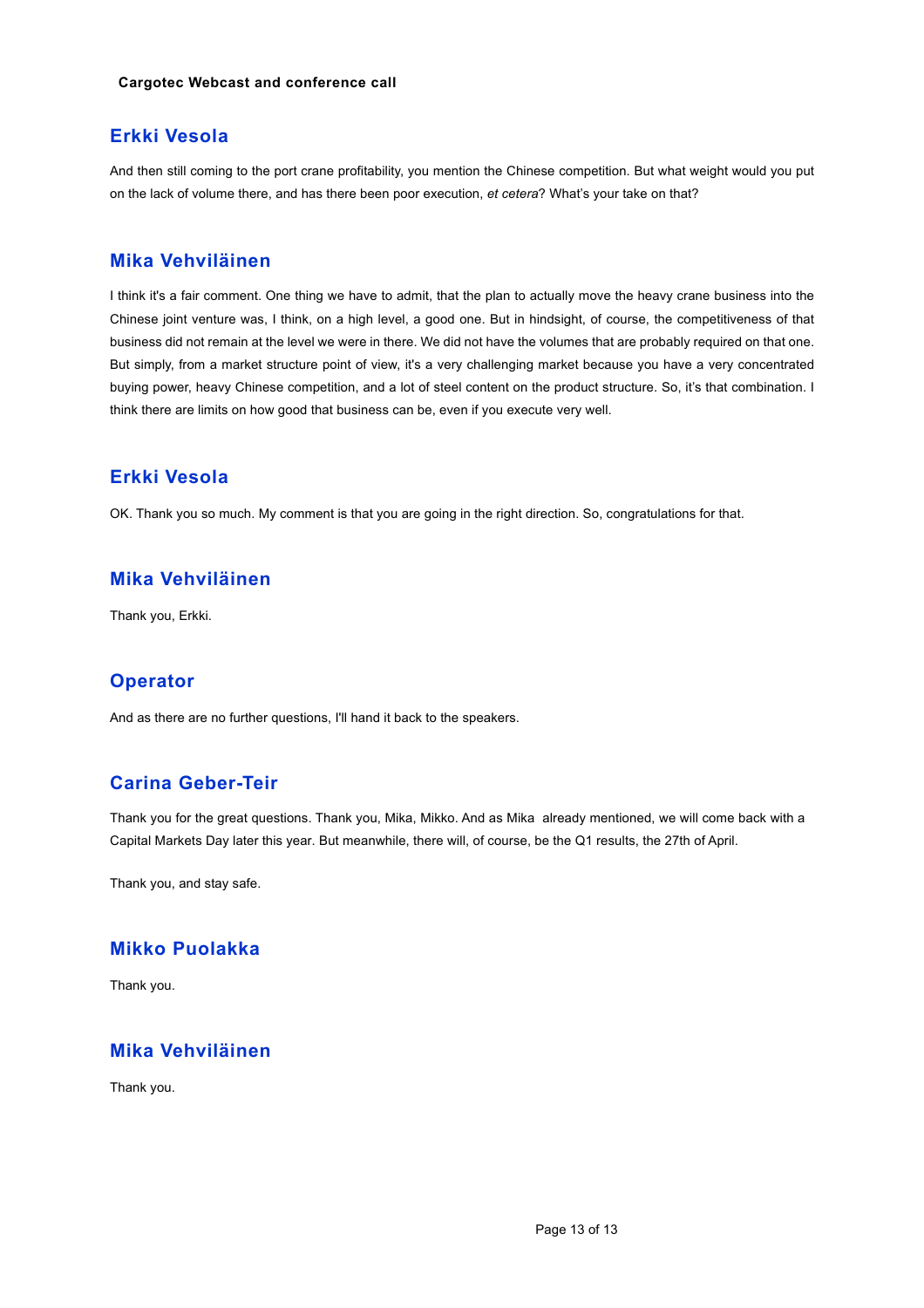## Erkki Vesola

And then still coming to the port crane profitability, you mention the Chinese competition. But what weight would you put on the lack of volume there, and has there been poor execution, *et cetera*? What's your take on that?

## Mika Vehviläinen

I think it's a fair comment. One thing we have to admit, that the plan to actually move the heavy crane business into the Chinese joint venture was, I think, on a high level, a good one. But in hindsight, of course, the competitiveness of that business did not remain at the level we were in there. We did not have the volumes that are probably required on that one. But simply, from a market structure point of view, it's a very challenging market because you have a very concentrated buying power, heavy Chinese competition, and a lot of steel content on the product structure. So, it's that combination. I think there are limits on how good that business can be, even if you execute very well.

## Erkki Vesola

OK. Thank you so much. My comment is that you are going in the right direction. So, congratulations for that.

## Mika Vehviläinen

Thank you, Erkki.

## Operator

And as there are no further questions, I'll hand it back to the speakers.

## Carina Geber-Teir

Thank you for the great questions. Thank you, Mika, Mikko. And as Mika already mentioned, we will come back with a Capital Markets Day later this year. But meanwhile, there will, of course, be the Q1 results, the 27th of April.

Thank you, and stay safe.

## Mikko Puolakka

Thank you.

## Mika Vehviläinen

Thank you.